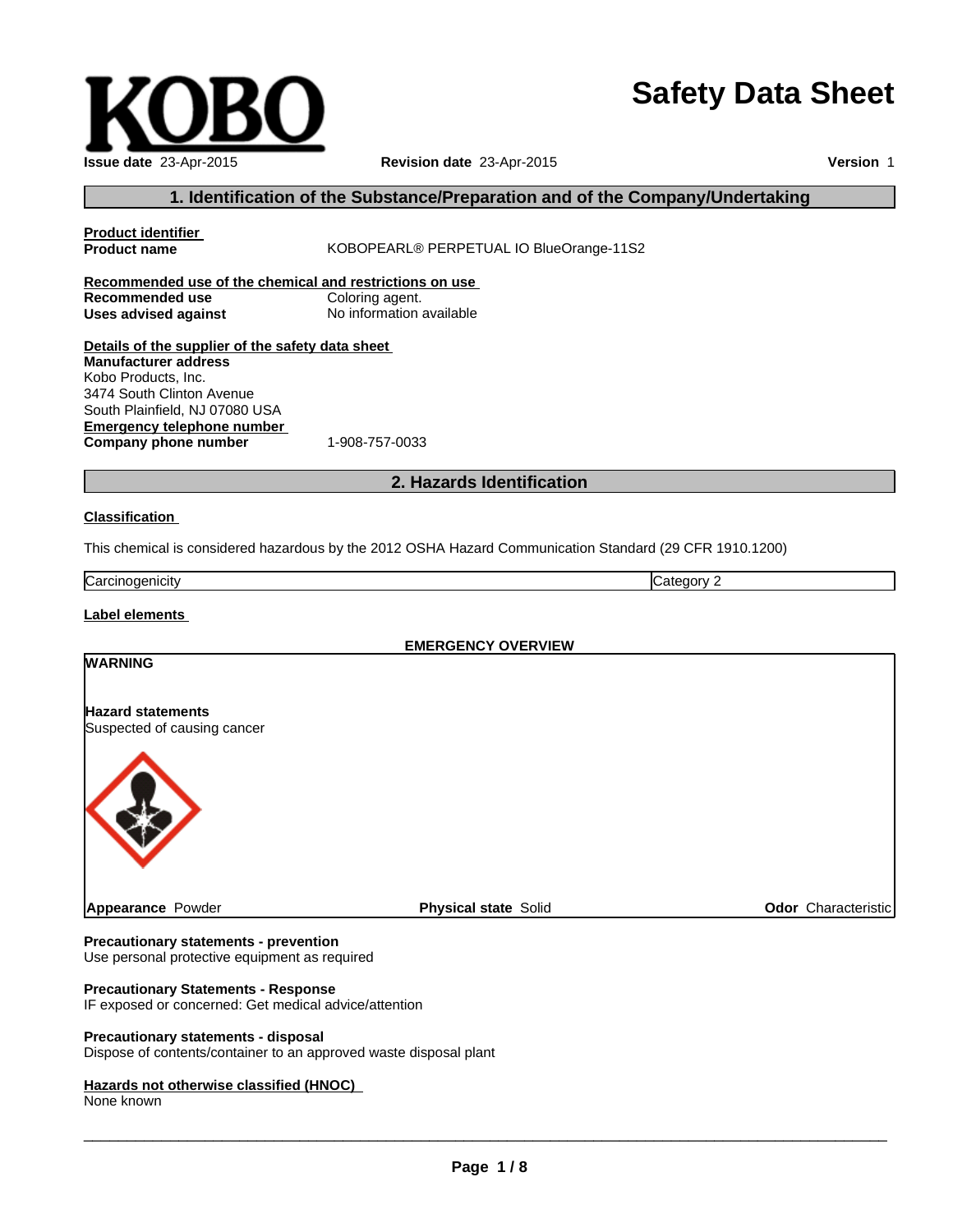# Safety Data Sheet

**Issue date** 23-Apr-2015 **Revision date** 23-Apr-2015 **Version** 1

## 1. Identification of the Substance/Preparation and of the Company/Undertaking

**Product identifier**

**Product name** KOBOPEARL® PERPETUAL IO BlueOrange-11S2

**Recommended use of the chemical and restrictions on use**

**Recommended use** Coloring agent.

**Uses advised against** No information available

**Details of the supplier of the safety data sheet**

**Manufacturer address**
Kobo Products, Inc.
3474 South Clinton Avenue
South Plainfield, NJ 07080 USA

**Emergency telephone number**

**Company phone number** 1-908-757-0033

## 2. Hazards Identification

**Classification**

This chemical is considered hazardous by the 2012 OSHA Hazard Communication Standard (29 CFR 1910.1200)

| Carcinogenicity | Category 2 |
|---|---|

**Label elements**

**EMERGENCY OVERVIEW**

**WARNING**

**Hazard statements**
Suspected of causing cancer

**Appearance** Powder **Physical state** Solid **Odor** Characteristic

**Precautionary statements - prevention**
Use personal protective equipment as required

**Precautionary Statements - Response**
IF exposed or concerned: Get medical advice/attention

**Precautionary statements - disposal**
Dispose of contents/container to an approved waste disposal plant

**Hazards not otherwise classified (HNOC)**
None known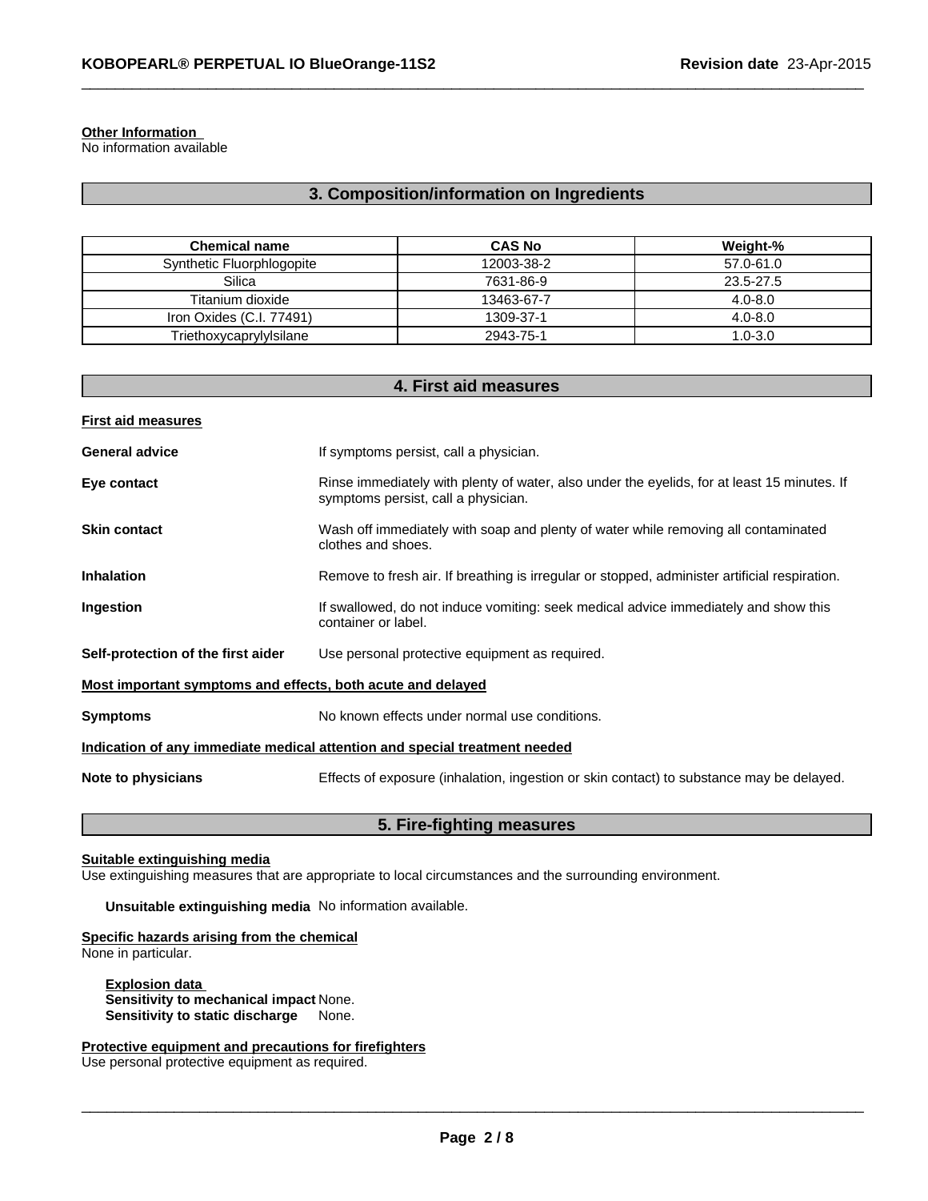**Other Information**
No information available

## 3. Composition/information on Ingredients

| Chemical name | CAS No | Weight-% |
|---|---|---|
| Synthetic Fluorphlogopite | 12003-38-2 | 57.0-61.0 |
| Silica | 7631-86-9 | 23.5-27.5 |
| Titanium dioxide | 13463-67-7 | 4.0-8.0 |
| Iron Oxides (C.I. 77491) | 1309-37-1 | 4.0-8.0 |
| Triethoxycaprylylsilane | 2943-75-1 | 1.0-3.0 |

## 4. First aid measures

**First aid measures**

**General advice** If symptoms persist, call a physician.

**Eye contact** Rinse immediately with plenty of water, also under the eyelids, for at least 15 minutes. If symptoms persist, call a physician.

**Skin contact** Wash off immediately with soap and plenty of water while removing all contaminated clothes and shoes.

**Inhalation** Remove to fresh air. If breathing is irregular or stopped, administer artificial respiration.

**Ingestion** If swallowed, do not induce vomiting: seek medical advice immediately and show this container or label.

**Self-protection of the first aider** Use personal protective equipment as required.

**Most important symptoms and effects, both acute and delayed**

**Symptoms** No known effects under normal use conditions.

**Indication of any immediate medical attention and special treatment needed**

**Note to physicians** Effects of exposure (inhalation, ingestion or skin contact) to substance may be delayed.

## 5. Fire-fighting measures

**Suitable extinguishing media**
Use extinguishing measures that are appropriate to local circumstances and the surrounding environment.

**Unsuitable extinguishing media** No information available.

**Specific hazards arising from the chemical**
None in particular.

**Explosion data**
**Sensitivity to mechanical impact** None.
**Sensitivity to static discharge** None.

**Protective equipment and precautions for firefighters**
Use personal protective equipment as required.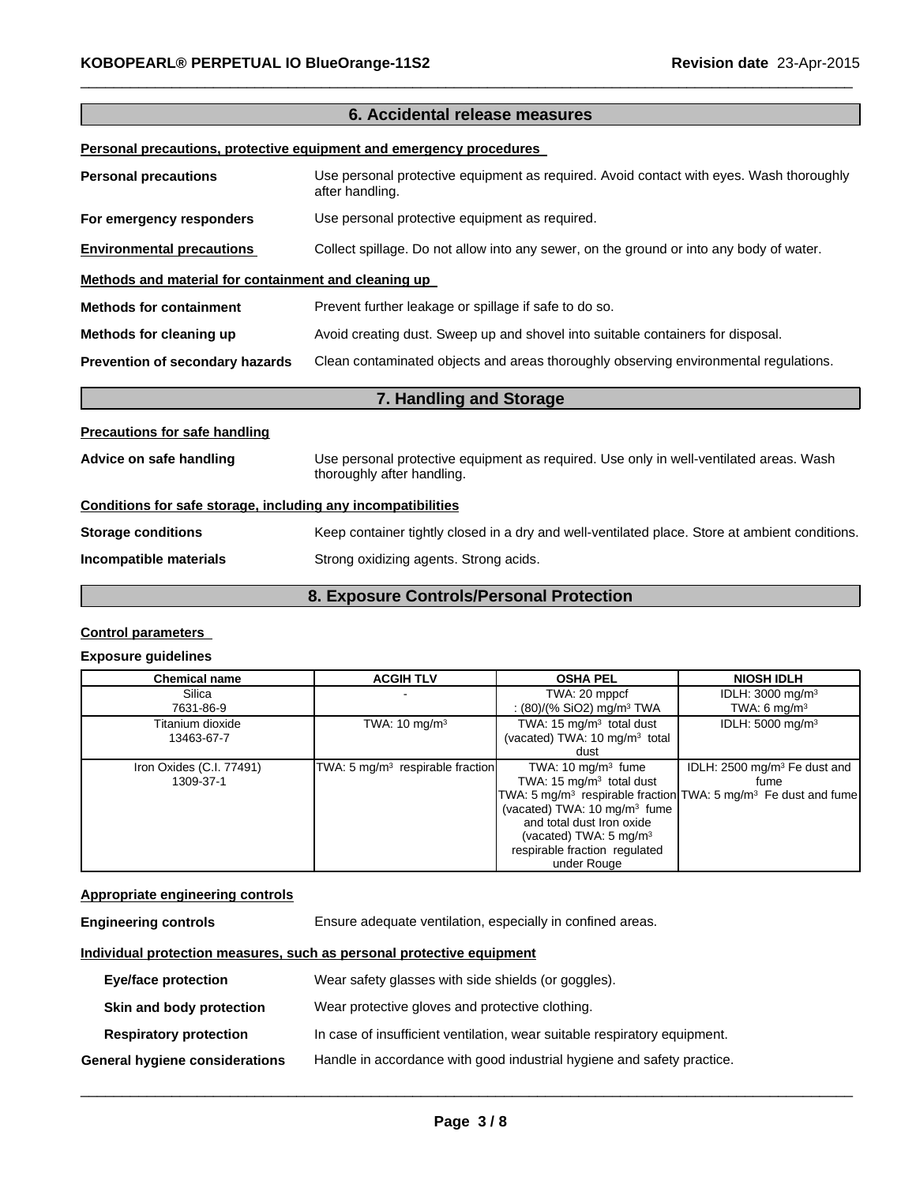## 6. Accidental release measures

**Personal precautions, protective equipment and emergency procedures**

**Personal precautions** Use personal protective equipment as required. Avoid contact with eyes. Wash thoroughly after handling.

**For emergency responders** Use personal protective equipment as required.

**Environmental precautions** Collect spillage. Do not allow into any sewer, on the ground or into any body of water.

**Methods and material for containment and cleaning up**

**Methods for containment** Prevent further leakage or spillage if safe to do so.

**Methods for cleaning up** Avoid creating dust. Sweep up and shovel into suitable containers for disposal.

**Prevention of secondary hazards** Clean contaminated objects and areas thoroughly observing environmental regulations.

## 7. Handling and Storage

**Precautions for safe handling**

**Advice on safe handling** Use personal protective equipment as required. Use only in well-ventilated areas. Wash thoroughly after handling.

**Conditions for safe storage, including any incompatibilities**

**Storage conditions** Keep container tightly closed in a dry and well-ventilated place. Store at ambient conditions.

**Incompatible materials** Strong oxidizing agents. Strong acids.

## 8. Exposure Controls/Personal Protection

**Control parameters**

**Exposure guidelines**

| Chemical name | ACGIH TLV | OSHA PEL | NIOSH IDLH |
|---|---|---|---|
| Silica<br>7631-86-9 | - | TWA: 20 mppcf<br>: (80)/(% $SiO_2$) mg/m³ TWA | IDLH: 3000 mg/m³<br>TWA: 6 mg/m³ |
| Titanium dioxide<br>13463-67-7 | TWA: 10 mg/m³ | TWA: 15 mg/m³ total dust<br>(vacated) TWA: 10 mg/m³ total dust | IDLH: 5000 mg/m³ |
| Iron Oxides (C.I. 77491)<br>1309-37-1 | TWA: 5 mg/m³ respirable fraction | TWA: 10 mg/m³ fume<br>TWA: 15 mg/m³ total dust<br>TWA: 5 mg/m³ respirable fraction<br>(vacated) TWA: 10 mg/m³ fume and total dust Iron oxide<br>(vacated) TWA: 5 mg/m³ respirable fraction regulated under Rouge | IDLH: 2500 mg/m³ Fe dust and fume<br>TWA: 5 mg/m³ Fe dust and fume |

**Appropriate engineering controls**

**Engineering controls** Ensure adequate ventilation, especially in confined areas.

**Individual protection measures, such as personal protective equipment**

**Eye/face protection** Wear safety glasses with side shields (or goggles).

**Skin and body protection** Wear protective gloves and protective clothing.

**Respiratory protection** In case of insufficient ventilation, wear suitable respiratory equipment.

**General hygiene considerations** Handle in accordance with good industrial hygiene and safety practice.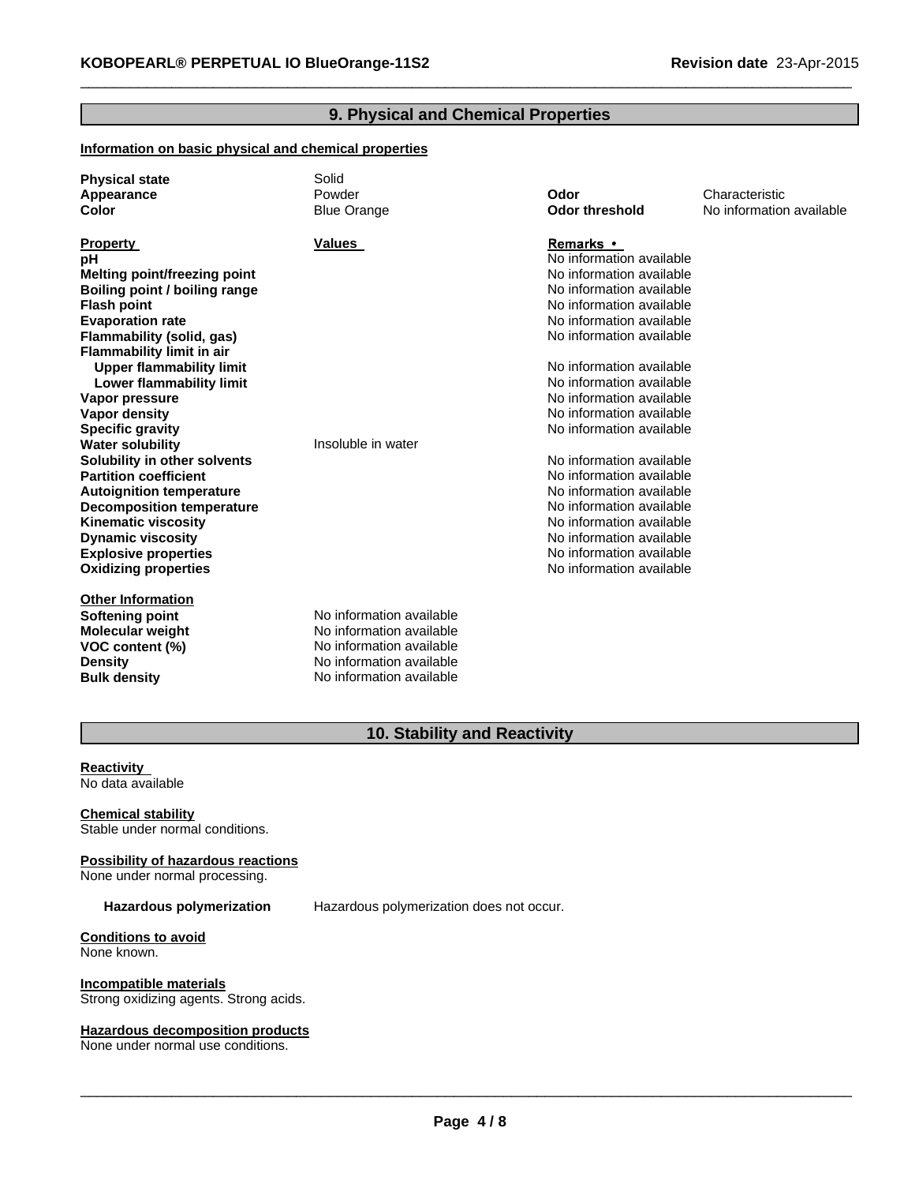## 9. Physical and Chemical Properties

**Information on basic physical and chemical properties**

| | | | |
|---|---|---|---|
| **Physical state** | Solid | | |
| **Appearance** | Powder | **Odor** | Characteristic |
| **Color** | Blue Orange | **Odor threshold** | No information available |

| **Property** | **Values** | **Remarks •** |
|---|---|---|
| **pH** | | No information available |
| **Melting point/freezing point** | | No information available |
| **Boiling point / boiling range** | | No information available |
| **Flash point** | | No information available |
| **Evaporation rate** | | No information available |
| **Flammability (solid, gas)** | | No information available |
| **Flammability limit in air** | | |
| **Upper flammability limit** | | No information available |
| **Lower flammability limit** | | No information available |
| **Vapor pressure** | | No information available |
| **Vapor density** | | No information available |
| **Specific gravity** | | No information available |
| **Water solubility** | Insoluble in water | |
| **Solubility in other solvents** | | No information available |
| **Partition coefficient** | | No information available |
| **Autoignition temperature** | | No information available |
| **Decomposition temperature** | | No information available |
| **Kinematic viscosity** | | No information available |
| **Dynamic viscosity** | | No information available |
| **Explosive properties** | | No information available |
| **Oxidizing properties** | | No information available |

**Other Information**

| | |
|---|---|
| **Softening point** | No information available |
| **Molecular weight** | No information available |
| **VOC content (%)** | No information available |
| **Density** | No information available |
| **Bulk density** | No information available |

## 10. Stability and Reactivity

**Reactivity**
No data available

**Chemical stability**
Stable under normal conditions.

**Possibility of hazardous reactions**
None under normal processing.

**Hazardous polymerization** Hazardous polymerization does not occur.

**Conditions to avoid**
None known.

**Incompatible materials**
Strong oxidizing agents. Strong acids.

**Hazardous decomposition products**
None under normal use conditions.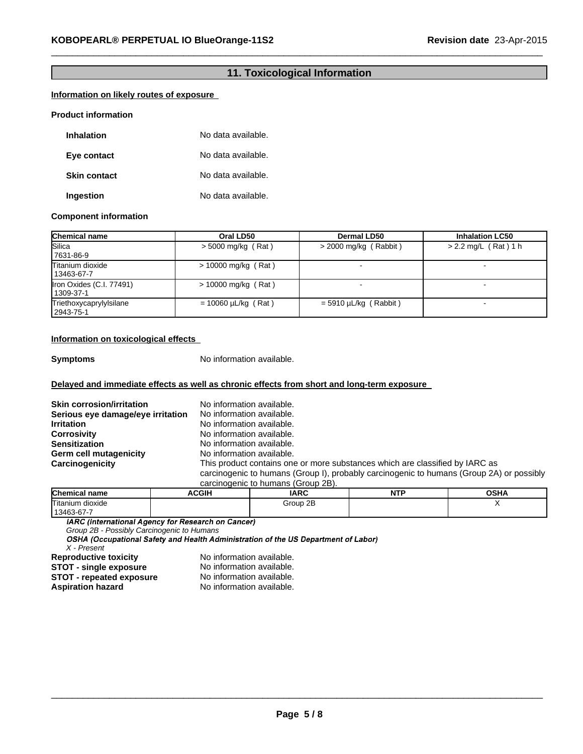## 11. Toxicological Information

**Information on likely routes of exposure**

**Product information**

**Inhalation** No data available.

**Eye contact** No data available.

**Skin contact** No data available.

**Ingestion** No data available.

**Component information**

| Chemical name | Oral LD50 | Dermal LD50 | Inhalation LC50 |
|---|---|---|---|
| Silica<br>7631-86-9 | > 5000 mg/kg ( Rat ) | > 2000 mg/kg ( Rabbit ) | > 2.2 mg/L ( Rat ) 1 h |
| Titanium dioxide<br>13463-67-7 | > 10000 mg/kg ( Rat ) | - | - |
| Iron Oxides (C.I. 77491)<br>1309-37-1 | > 10000 mg/kg ( Rat ) | - | - |
| Triethoxycaprylylsilane<br>2943-75-1 | = 10060 µL/kg ( Rat ) | = 5910 µL/kg ( Rabbit ) | - |

**Information on toxicological effects**

**Symptoms** No information available.

**Delayed and immediate effects as well as chronic effects from short and long-term exposure**

**Skin corrosion/irritation** No information available.
**Serious eye damage/eye irritation** No information available.
**Irritation** No information available.
**Corrosivity** No information available.
**Sensitization** No information available.
**Germ cell mutagenicity** No information available.
**Carcinogenicity** This product contains one or more substances which are classified by IARC as carcinogenic to humans (Group I), probably carcinogenic to humans (Group 2A) or possibly carcinogenic to humans (Group 2B).

| Chemical name | ACGIH | IARC | NTP | OSHA |
|---|---|---|---|---|
| Titanium dioxide<br>13463-67-7 | | Group 2B | | X |

*IARC (International Agency for Research on Cancer)*
*Group 2B - Possibly Carcinogenic to Humans*
*OSHA (Occupational Safety and Health Administration of the US Department of Labor)*
*X - Present*

**Reproductive toxicity** No information available.
**STOT - single exposure** No information available.
**STOT - repeated exposure** No information available.
**Aspiration hazard** No information available.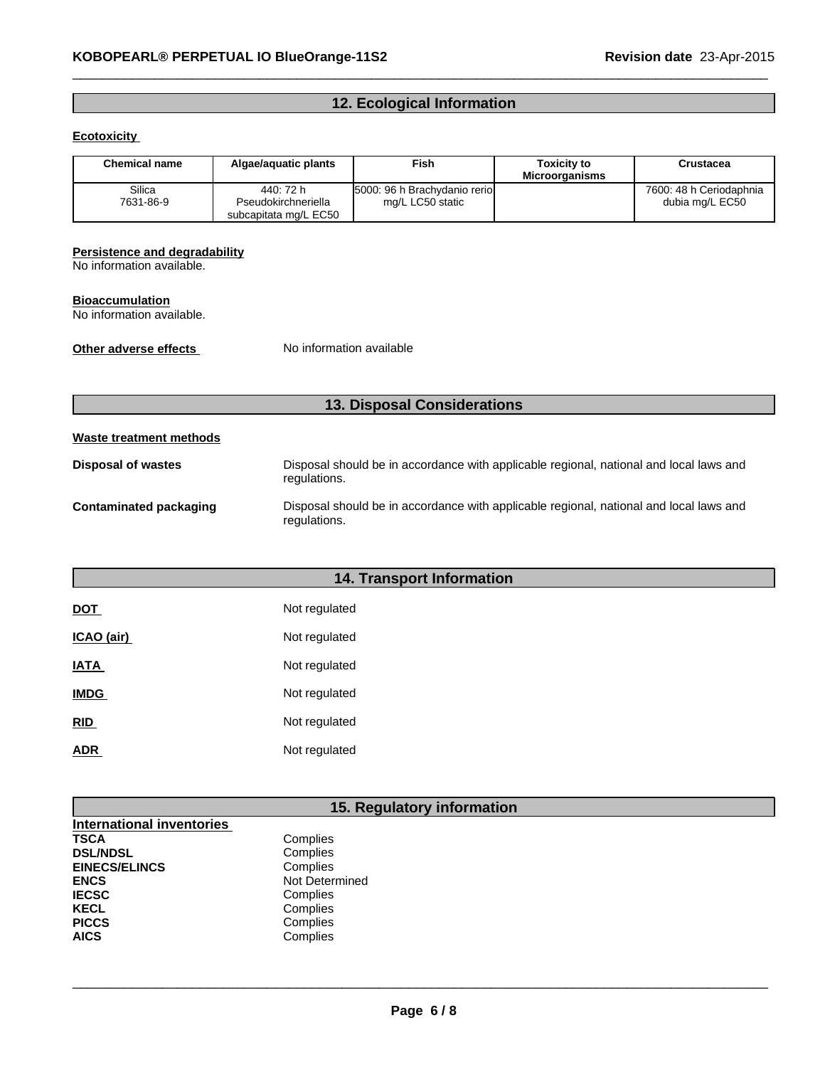## 12. Ecological Information

**Ecotoxicity**

| Chemical name | Algae/aquatic plants | Fish | Toxicity to Microorganisms | Crustacea |
|---|---|---|---|---|
| Silica<br>7631-86-9 | 440: 72 h Pseudokirchneriella subcapitata mg/L EC50 | 5000: 96 h Brachydanio rerio mg/L LC50 static | | 7600: 48 h Ceriodaphnia dubia mg/L EC50 |

**Persistence and degradability**
No information available.

**Bioaccumulation**
No information available.

**Other adverse effects** No information available

## 13. Disposal Considerations

**Waste treatment methods**

**Disposal of wastes** Disposal should be in accordance with applicable regional, national and local laws and regulations.

**Contaminated packaging** Disposal should be in accordance with applicable regional, national and local laws and regulations.

## 14. Transport Information

**DOT** Not regulated

**ICAO (air)** Not regulated

**IATA** Not regulated

**IMDG** Not regulated

**RID** Not regulated

**ADR** Not regulated

## 15. Regulatory information

**International inventories**

**TSCA** Complies
**DSL/NDSL** Complies
**EINECS/ELINCS** Complies
**ENCS** Not Determined
**IECSC** Complies
**KECL** Complies
**PICCS** Complies
**AICS** Complies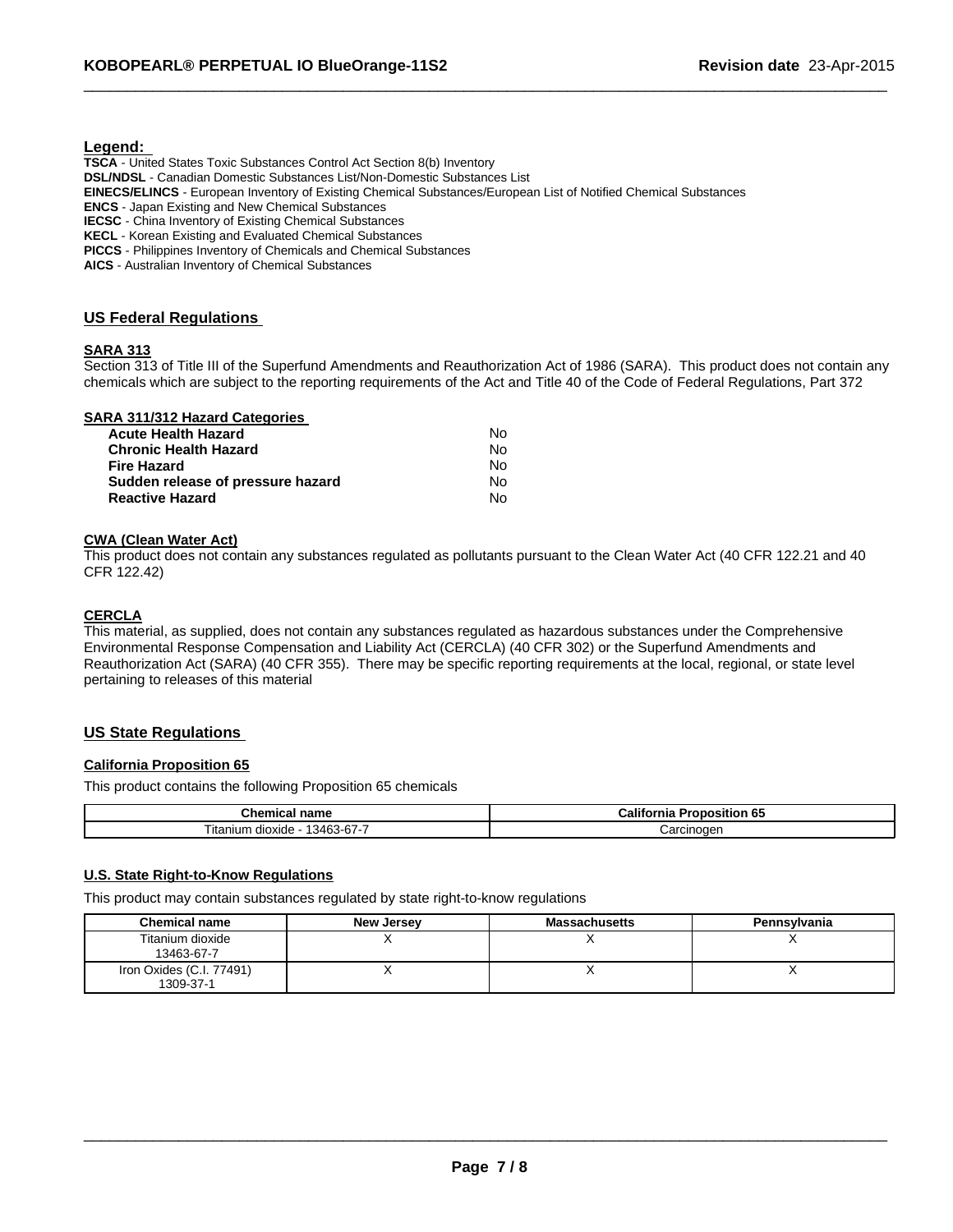**Legend:**

**TSCA** - United States Toxic Substances Control Act Section 8(b) Inventory
**DSL/NDSL** - Canadian Domestic Substances List/Non-Domestic Substances List
**EINECS/ELINCS** - European Inventory of Existing Chemical Substances/European List of Notified Chemical Substances
**ENCS** - Japan Existing and New Chemical Substances
**IECSC** - China Inventory of Existing Chemical Substances
**KECL** - Korean Existing and Evaluated Chemical Substances
**PICCS** - Philippines Inventory of Chemicals and Chemical Substances
**AICS** - Australian Inventory of Chemical Substances

## US Federal Regulations

### SARA 313

Section 313 of Title III of the Superfund Amendments and Reauthorization Act of 1986 (SARA). This product does not contain any chemicals which are subject to the reporting requirements of the Act and Title 40 of the Code of Federal Regulations, Part 372

### SARA 311/312 Hazard Categories

| | |
|---|---|
| **Acute Health Hazard** | No |
| **Chronic Health Hazard** | No |
| **Fire Hazard** | No |
| **Sudden release of pressure hazard** | No |
| **Reactive Hazard** | No |

### CWA (Clean Water Act)

This product does not contain any substances regulated as pollutants pursuant to the Clean Water Act (40 CFR 122.21 and 40 CFR 122.42)

### CERCLA

This material, as supplied, does not contain any substances regulated as hazardous substances under the Comprehensive Environmental Response Compensation and Liability Act (CERCLA) (40 CFR 302) or the Superfund Amendments and Reauthorization Act (SARA) (40 CFR 355). There may be specific reporting requirements at the local, regional, or state level pertaining to releases of this material

## US State Regulations

### California Proposition 65

This product contains the following Proposition 65 chemicals

| Chemical name | California Proposition 65 |
|---|---|
| Titanium dioxide - 13463-67-7 | Carcinogen |

### U.S. State Right-to-Know Regulations

This product may contain substances regulated by state right-to-know regulations

| Chemical name | New Jersey | Massachusetts | Pennsylvania |
|---|---|---|---|
| Titanium dioxide 13463-67-7 | X | X | X |
| Iron Oxides (C.I. 77491) 1309-37-1 | X | X | X |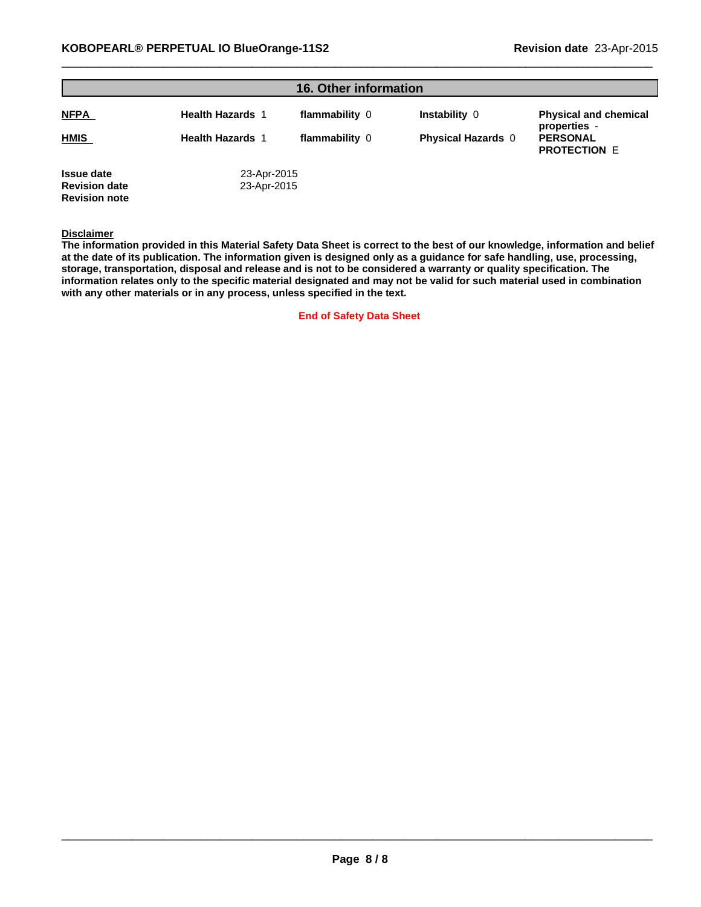## 16. Other information

| | | | | |
|---|---|---|---|---|
| **NFPA** | **Health Hazards** 1 | **flammability** 0 | **Instability** 0 | **Physical and chemical properties** - |
| **HMIS** | **Health Hazards** 1 | **flammability** 0 | **Physical Hazards** 0 | **PERSONAL PROTECTION** E |

**Issue date** 23-Apr-2015
**Revision date** 23-Apr-2015
**Revision note**

**Disclaimer**

**The information provided in this Material Safety Data Sheet is correct to the best of our knowledge, information and belief at the date of its publication. The information given is designed only as a guidance for safe handling, use, processing, storage, transportation, disposal and release and is not to be considered a warranty or quality specification. The information relates only to the specific material designated and may not be valid for such material used in combination with any other materials or in any process, unless specified in the text.**

**End of Safety Data Sheet**